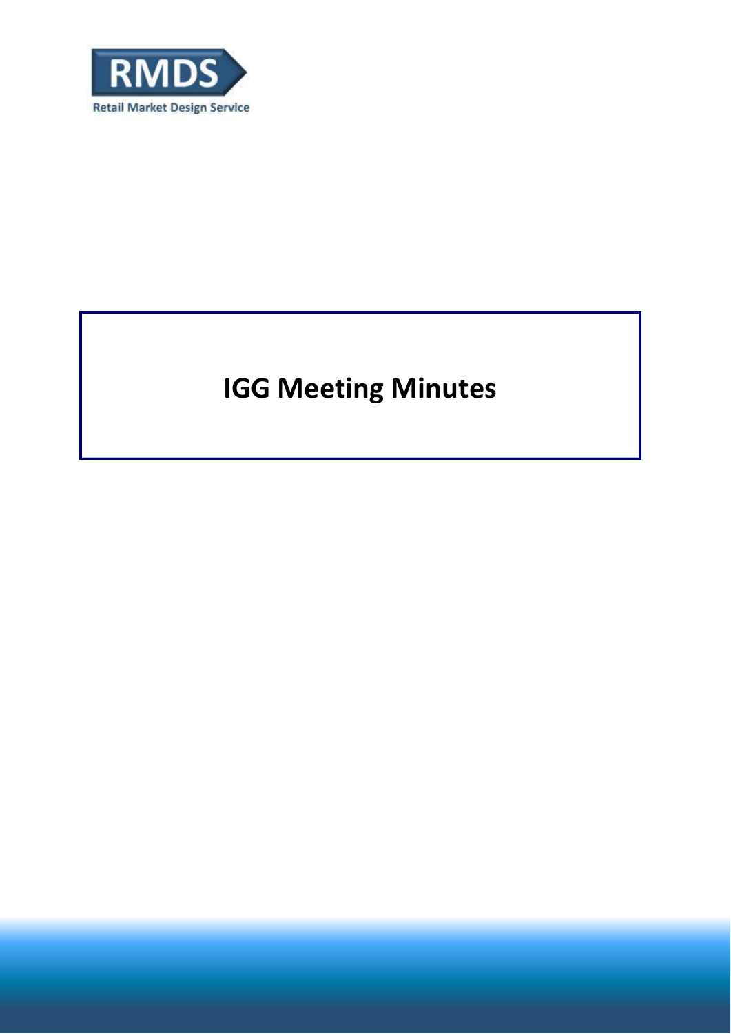RMDS

Retail Market Design Service

# IGG Meeting Minutes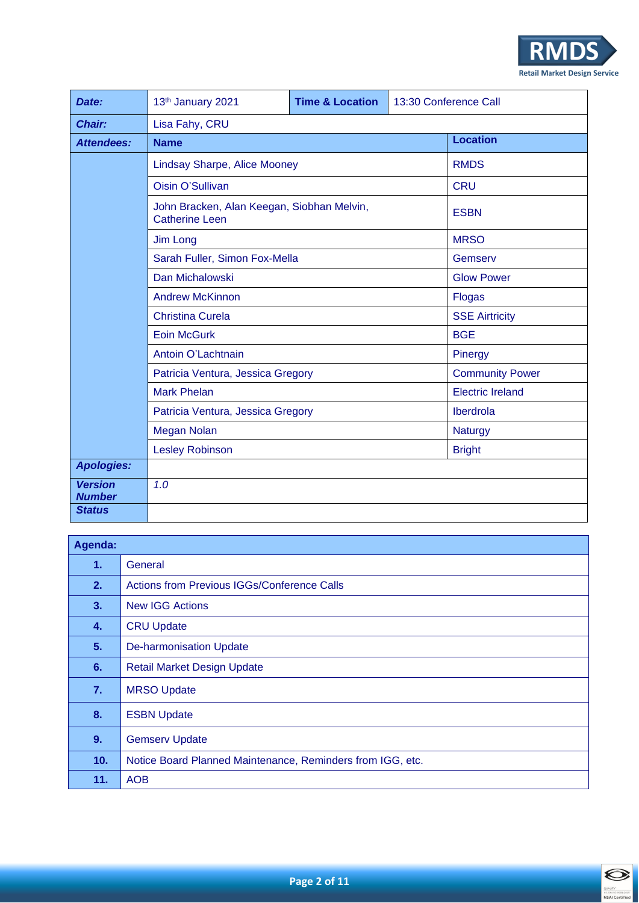| Date: | 13th January 2021 | Time & Location | 13:30 Conference Call |
|---|---|---|---|
| **Chair:** | Lisa Fahy, CRU | | |
| **Attendees:** | **Name** | | **Location** |
| | Lindsay Sharpe, Alice Mooney | | RMDS |
| | Oisin O'Sullivan | | CRU |
| | John Bracken, Alan Keegan, Siobhan Melvin, Catherine Leen | | ESBN |
| | Jim Long | | MRSO |
| | Sarah Fuller, Simon Fox-Mella | | Gemserv |
| | Dan Michalowski | | Glow Power |
| | Andrew McKinnon | | Flogas |
| | Christina Curela | | SSE Airtricity |
| | Eoin McGurk | | BGE |
| | Antoin O'Lachtnain | | Pinergy |
| | Patricia Ventura, Jessica Gregory | | Community Power |
| | Mark Phelan | | Electric Ireland |
| | Patricia Ventura, Jessica Gregory | | Iberdrola |
| | Megan Nolan | | Naturgy |
| | Lesley Robinson | | Bright |
| **Apologies:** | | | |
| **Version Number** | *1.0* | | |
| **Status** | | | |

| Agenda: | |
|---|---|
| **1.** | General |
| **2.** | Actions from Previous IGGs/Conference Calls |
| **3.** | New IGG Actions |
| **4.** | CRU Update |
| **5.** | De-harmonisation Update |
| **6.** | Retail Market Design Update |
| **7.** | MRSO Update |
| **8.** | ESBN Update |
| **9.** | Gemserv Update |
| **10.** | Notice Board Planned Maintenance, Reminders from IGG, etc. |
| **11.** | AOB |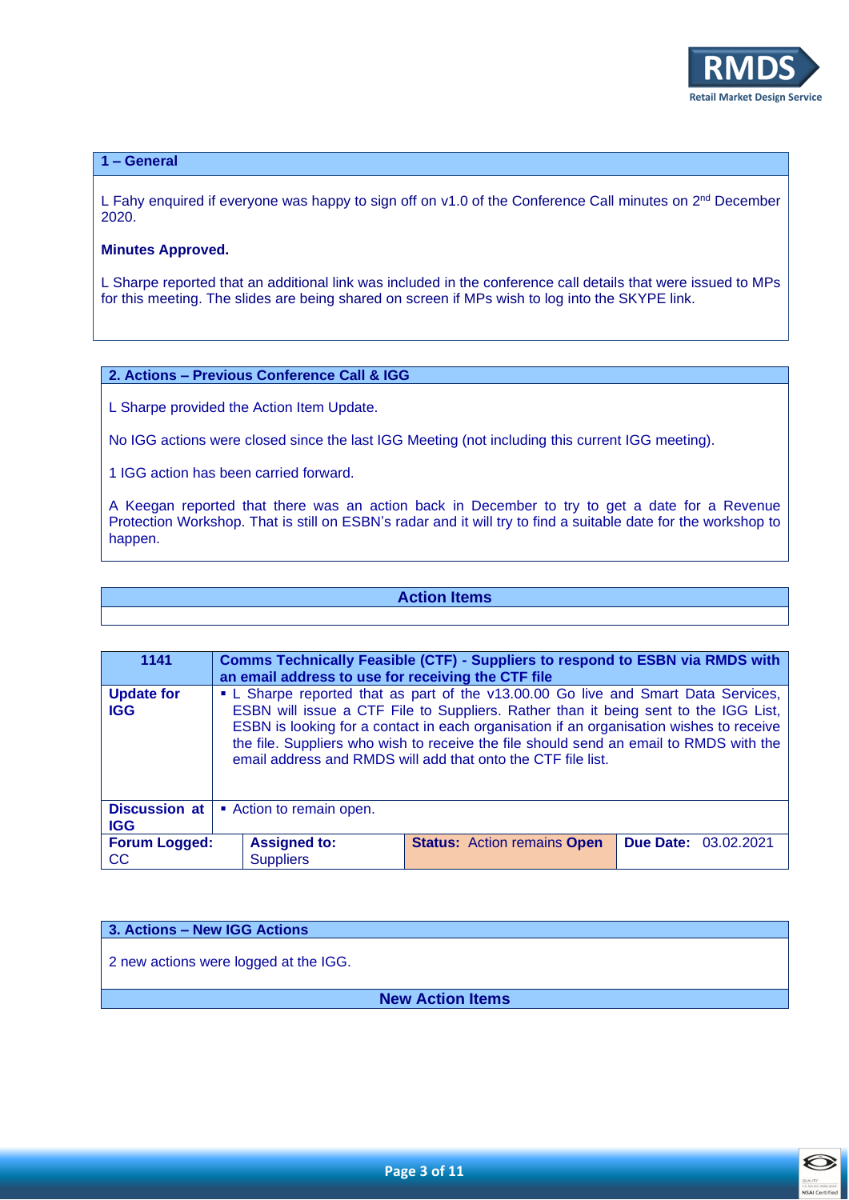## 1 – General

L Fahy enquired if everyone was happy to sign off on v1.0 of the Conference Call minutes on 2nd December 2020.

**Minutes Approved.**

L Sharpe reported that an additional link was included in the conference call details that were issued to MPs for this meeting. The slides are being shared on screen if MPs wish to log into the SKYPE link.

## 2. Actions – Previous Conference Call & IGG

L Sharpe provided the Action Item Update.

No IGG actions were closed since the last IGG Meeting (not including this current IGG meeting).

1 IGG action has been carried forward.

A Keegan reported that there was an action back in December to try to get a date for a Revenue Protection Workshop. That is still on ESBN's radar and it will try to find a suitable date for the workshop to happen.

### Action Items

| 1141 | Comms Technically Feasible (CTF) - Suppliers to respond to ESBN via RMDS with an email address to use for receiving the CTF file | | |
|---|---|---|---|
| **Update for IGG** | ▪ L Sharpe reported that as part of the v13.00.00 Go live and Smart Data Services, ESBN will issue a CTF File to Suppliers. Rather than it being sent to the IGG List, ESBN is looking for a contact in each organisation if an organisation wishes to receive the file. Suppliers who wish to receive the file should send an email to RMDS with the email address and RMDS will add that onto the CTF file list. | | |
| **Discussion at IGG** | ▪ Action to remain open. | | |
| **Forum Logged:** CC | **Assigned to:** Suppliers | **Status:** Action remains **Open** | **Due Date:** 03.02.2021 |

## 3. Actions – New IGG Actions

2 new actions were logged at the IGG.

### New Action Items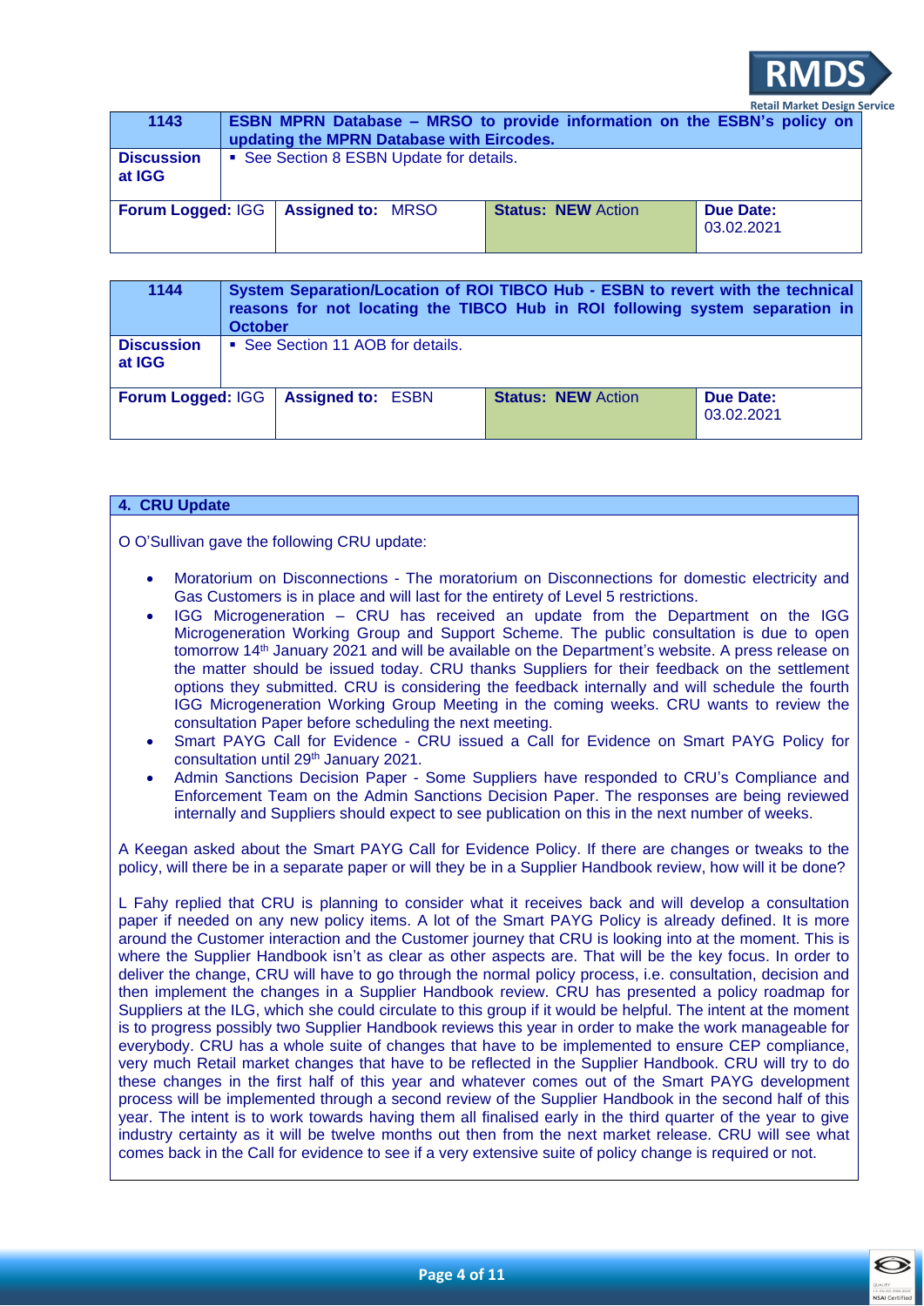| 1143 | ESBN MPRN Database – MRSO to provide information on the ESBN's policy on updating the MPRN Database with Eircodes. | | |
|---|---|---|---|
| **Discussion at IGG** | ▪ See Section 8 ESBN Update for details. | | |
| **Forum Logged:** IGG | **Assigned to:** MRSO | **Status: NEW** Action | **Due Date:** 03.02.2021 |

| 1144 | System Separation/Location of ROI TIBCO Hub - ESBN to revert with the technical reasons for not locating the TIBCO Hub in ROI following system separation in October | | |
|---|---|---|---|
| **Discussion at IGG** | ▪ See Section 11 AOB for details. | | |
| **Forum Logged:** IGG | **Assigned to:** ESBN | **Status: NEW** Action | **Due Date:** 03.02.2021 |

## 4. CRU Update

O O'Sullivan gave the following CRU update:

- Moratorium on Disconnections - The moratorium on Disconnections for domestic electricity and Gas Customers is in place and will last for the entirety of Level 5 restrictions.
- IGG Microgeneration – CRU has received an update from the Department on the IGG Microgeneration Working Group and Support Scheme. The public consultation is due to open tomorrow 14th January 2021 and will be available on the Department's website. A press release on the matter should be issued today. CRU thanks Suppliers for their feedback on the settlement options they submitted. CRU is considering the feedback internally and will schedule the fourth IGG Microgeneration Working Group Meeting in the coming weeks. CRU wants to review the consultation Paper before scheduling the next meeting.
- Smart PAYG Call for Evidence - CRU issued a Call for Evidence on Smart PAYG Policy for consultation until 29th January 2021.
- Admin Sanctions Decision Paper - Some Suppliers have responded to CRU's Compliance and Enforcement Team on the Admin Sanctions Decision Paper. The responses are being reviewed internally and Suppliers should expect to see publication on this in the next number of weeks.

A Keegan asked about the Smart PAYG Call for Evidence Policy. If there are changes or tweaks to the policy, will there be in a separate paper or will they be in a Supplier Handbook review, how will it be done?

L Fahy replied that CRU is planning to consider what it receives back and will develop a consultation paper if needed on any new policy items. A lot of the Smart PAYG Policy is already defined. It is more around the Customer interaction and the Customer journey that CRU is looking into at the moment. This is where the Supplier Handbook isn't as clear as other aspects are. That will be the key focus. In order to deliver the change, CRU will have to go through the normal policy process, i.e. consultation, decision and then implement the changes in a Supplier Handbook review. CRU has presented a policy roadmap for Suppliers at the ILG, which she could circulate to this group if it would be helpful. The intent at the moment is to progress possibly two Supplier Handbook reviews this year in order to make the work manageable for everybody. CRU has a whole suite of changes that have to be implemented to ensure CEP compliance, very much Retail market changes that have to be reflected in the Supplier Handbook. CRU will try to do these changes in the first half of this year and whatever comes out of the Smart PAYG development process will be implemented through a second review of the Supplier Handbook in the second half of this year. The intent is to work towards having them all finalised early in the third quarter of the year to give industry certainty as it will be twelve months out then from the next market release. CRU will see what comes back in the Call for evidence to see if a very extensive suite of policy change is required or not.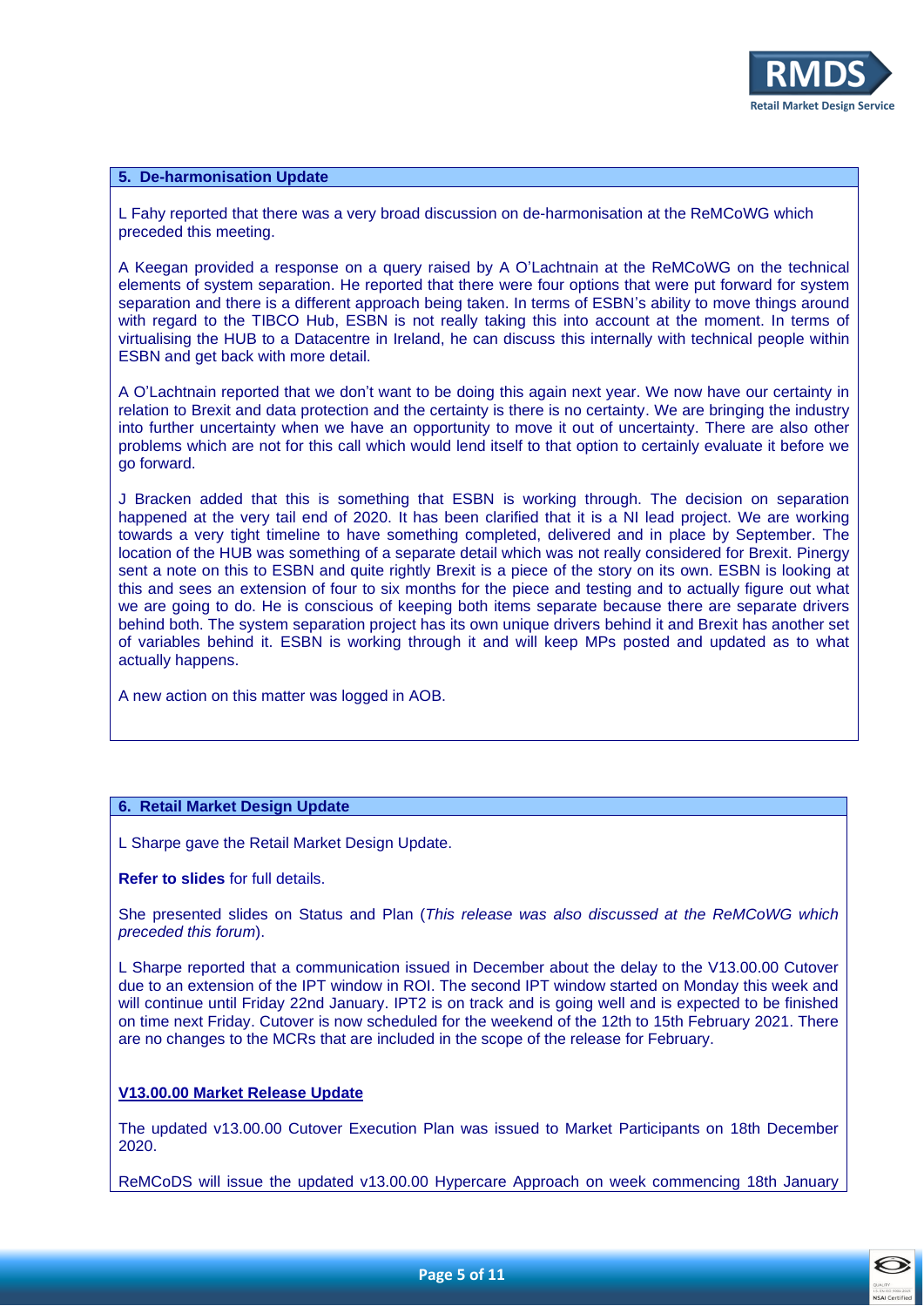## 5. De-harmonisation Update

L Fahy reported that there was a very broad discussion on de-harmonisation at the ReMCoWG which preceded this meeting.

A Keegan provided a response on a query raised by A O'Lachtnain at the ReMCoWG on the technical elements of system separation. He reported that there were four options that were put forward for system separation and there is a different approach being taken. In terms of ESBN's ability to move things around with regard to the TIBCO Hub, ESBN is not really taking this into account at the moment. In terms of virtualising the HUB to a Datacentre in Ireland, he can discuss this internally with technical people within ESBN and get back with more detail.

A O'Lachtnain reported that we don't want to be doing this again next year. We now have our certainty in relation to Brexit and data protection and the certainty is there is no certainty. We are bringing the industry into further uncertainty when we have an opportunity to move it out of uncertainty. There are also other problems which are not for this call which would lend itself to that option to certainly evaluate it before we go forward.

J Bracken added that this is something that ESBN is working through. The decision on separation happened at the very tail end of 2020. It has been clarified that it is a NI lead project. We are working towards a very tight timeline to have something completed, delivered and in place by September. The location of the HUB was something of a separate detail which was not really considered for Brexit. Pinergy sent a note on this to ESBN and quite rightly Brexit is a piece of the story on its own. ESBN is looking at this and sees an extension of four to six months for the piece and testing and to actually figure out what we are going to do. He is conscious of keeping both items separate because there are separate drivers behind both. The system separation project has its own unique drivers behind it and Brexit has another set of variables behind it. ESBN is working through it and will keep MPs posted and updated as to what actually happens.

A new action on this matter was logged in AOB.

## 6. Retail Market Design Update

L Sharpe gave the Retail Market Design Update.

**Refer to slides** for full details.

She presented slides on Status and Plan (*This release was also discussed at the ReMCoWG which preceded this forum*).

L Sharpe reported that a communication issued in December about the delay to the V13.00.00 Cutover due to an extension of the IPT window in ROI. The second IPT window started on Monday this week and will continue until Friday 22nd January. IPT2 is on track and is going well and is expected to be finished on time next Friday. Cutover is now scheduled for the weekend of the 12th to 15th February 2021. There are no changes to the MCRs that are included in the scope of the release for February.

**V13.00.00 Market Release Update**

The updated v13.00.00 Cutover Execution Plan was issued to Market Participants on 18th December 2020.

ReMCoDS will issue the updated v13.00.00 Hypercare Approach on week commencing 18th January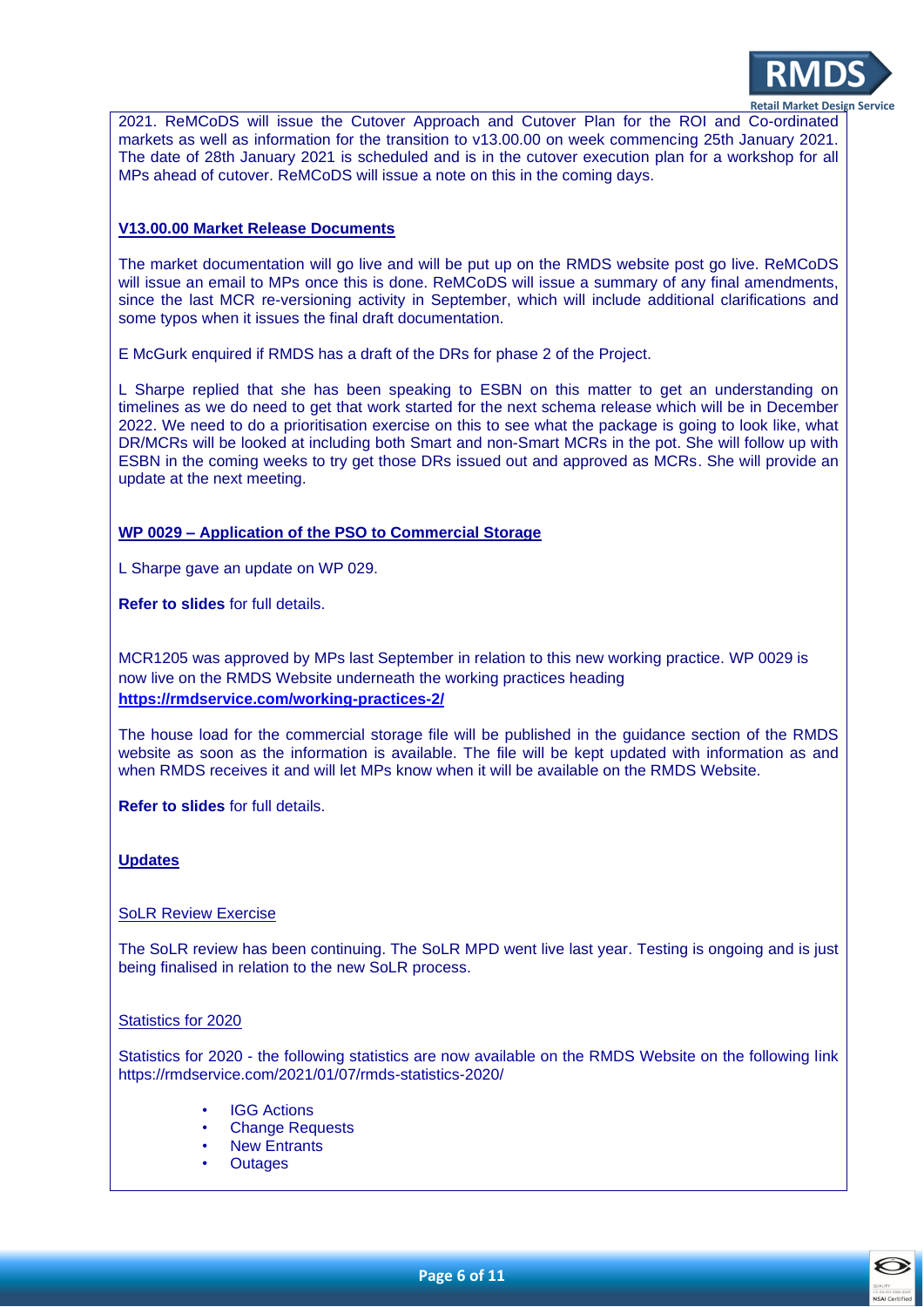2021. ReMCoDS will issue the Cutover Approach and Cutover Plan for the ROI and Co-ordinated markets as well as information for the transition to v13.00.00 on week commencing 25th January 2021. The date of 28th January 2021 is scheduled and is in the cutover execution plan for a workshop for all MPs ahead of cutover. ReMCoDS will issue a note on this in the coming days.

**V13.00.00 Market Release Documents**

The market documentation will go live and will be put up on the RMDS website post go live. ReMCoDS will issue an email to MPs once this is done. ReMCoDS will issue a summary of any final amendments, since the last MCR re-versioning activity in September, which will include additional clarifications and some typos when it issues the final draft documentation.

E McGurk enquired if RMDS has a draft of the DRs for phase 2 of the Project.

L Sharpe replied that she has been speaking to ESBN on this matter to get an understanding on timelines as we do need to get that work started for the next schema release which will be in December 2022. We need to do a prioritisation exercise on this to see what the package is going to look like, what DR/MCRs will be looked at including both Smart and non-Smart MCRs in the pot. She will follow up with ESBN in the coming weeks to try get those DRs issued out and approved as MCRs. She will provide an update at the next meeting.

**WP 0029 – Application of the PSO to Commercial Storage**

L Sharpe gave an update on WP 029.

**Refer to slides** for full details.

MCR1205 was approved by MPs last September in relation to this new working practice. WP 0029 is now live on the RMDS Website underneath the working practices heading **https://rmdservice.com/working-practices-2/**

The house load for the commercial storage file will be published in the guidance section of the RMDS website as soon as the information is available. The file will be kept updated with information as and when RMDS receives it and will let MPs know when it will be available on the RMDS Website.

**Refer to slides** for full details.

**Updates**

SoLR Review Exercise

The SoLR review has been continuing. The SoLR MPD went live last year. Testing is ongoing and is just being finalised in relation to the new SoLR process.

Statistics for 2020

Statistics for 2020 - the following statistics are now available on the RMDS Website on the following link https://rmdservice.com/2021/01/07/rmds-statistics-2020/

- IGG Actions
- Change Requests
- New Entrants
- Outages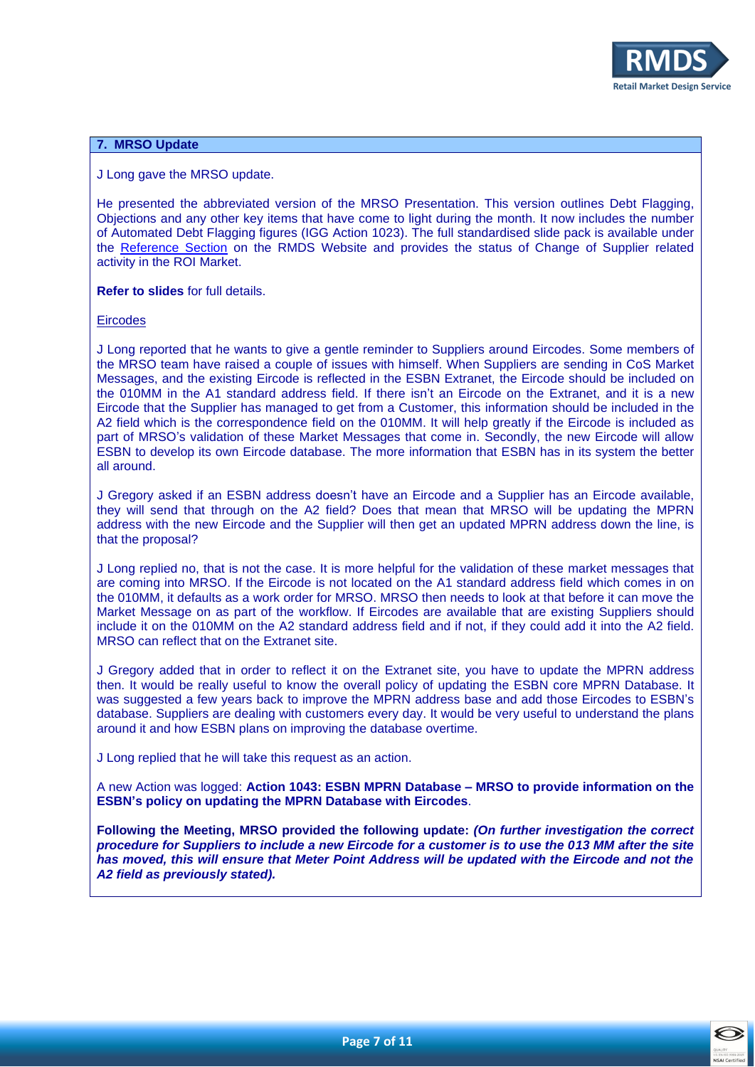## 7. MRSO Update

J Long gave the MRSO update.

He presented the abbreviated version of the MRSO Presentation. This version outlines Debt Flagging, Objections and any other key items that have come to light during the month. It now includes the number of Automated Debt Flagging figures (IGG Action 1023). The full standardised slide pack is available under the Reference Section on the RMDS Website and provides the status of Change of Supplier related activity in the ROI Market.

**Refer to slides** for full details.

Eircodes

J Long reported that he wants to give a gentle reminder to Suppliers around Eircodes. Some members of the MRSO team have raised a couple of issues with himself. When Suppliers are sending in CoS Market Messages, and the existing Eircode is reflected in the ESBN Extranet, the Eircode should be included on the 010MM in the A1 standard address field. If there isn't an Eircode on the Extranet, and it is a new Eircode that the Supplier has managed to get from a Customer, this information should be included in the A2 field which is the correspondence field on the 010MM. It will help greatly if the Eircode is included as part of MRSO's validation of these Market Messages that come in. Secondly, the new Eircode will allow ESBN to develop its own Eircode database. The more information that ESBN has in its system the better all around.

J Gregory asked if an ESBN address doesn't have an Eircode and a Supplier has an Eircode available, they will send that through on the A2 field? Does that mean that MRSO will be updating the MPRN address with the new Eircode and the Supplier will then get an updated MPRN address down the line, is that the proposal?

J Long replied no, that is not the case. It is more helpful for the validation of these market messages that are coming into MRSO. If the Eircode is not located on the A1 standard address field which comes in on the 010MM, it defaults as a work order for MRSO. MRSO then needs to look at that before it can move the Market Message on as part of the workflow. If Eircodes are available that are existing Suppliers should include it on the 010MM on the A2 standard address field and if not, if they could add it into the A2 field. MRSO can reflect that on the Extranet site.

J Gregory added that in order to reflect it on the Extranet site, you have to update the MPRN address then. It would be really useful to know the overall policy of updating the ESBN core MPRN Database. It was suggested a few years back to improve the MPRN address base and add those Eircodes to ESBN's database. Suppliers are dealing with customers every day. It would be very useful to understand the plans around it and how ESBN plans on improving the database overtime.

J Long replied that he will take this request as an action.

A new Action was logged: **Action 1043: ESBN MPRN Database – MRSO to provide information on the ESBN's policy on updating the MPRN Database with Eircodes**.

**Following the Meeting, MRSO provided the following update:** ***(On further investigation the correct procedure for Suppliers to include a new Eircode for a customer is to use the 013 MM after the site has moved, this will ensure that Meter Point Address will be updated with the Eircode and not the A2 field as previously stated).***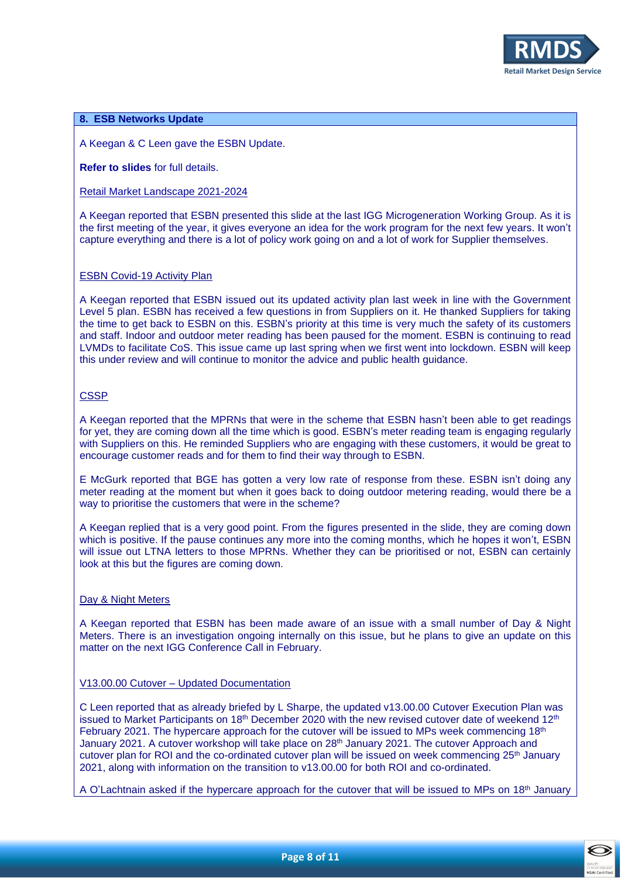## 8. ESB Networks Update

A Keegan & C Leen gave the ESBN Update.

**Refer to slides** for full details.

Retail Market Landscape 2021-2024

A Keegan reported that ESBN presented this slide at the last IGG Microgeneration Working Group. As it is the first meeting of the year, it gives everyone an idea for the work program for the next few years. It won't capture everything and there is a lot of policy work going on and a lot of work for Supplier themselves.

ESBN Covid-19 Activity Plan

A Keegan reported that ESBN issued out its updated activity plan last week in line with the Government Level 5 plan. ESBN has received a few questions in from Suppliers on it. He thanked Suppliers for taking the time to get back to ESBN on this. ESBN's priority at this time is very much the safety of its customers and staff. Indoor and outdoor meter reading has been paused for the moment. ESBN is continuing to read LVMDs to facilitate CoS. This issue came up last spring when we first went into lockdown. ESBN will keep this under review and will continue to monitor the advice and public health guidance.

CSSP

A Keegan reported that the MPRNs that were in the scheme that ESBN hasn't been able to get readings for yet, they are coming down all the time which is good. ESBN's meter reading team is engaging regularly with Suppliers on this. He reminded Suppliers who are engaging with these customers, it would be great to encourage customer reads and for them to find their way through to ESBN.

E McGurk reported that BGE has gotten a very low rate of response from these. ESBN isn't doing any meter reading at the moment but when it goes back to doing outdoor metering reading, would there be a way to prioritise the customers that were in the scheme?

A Keegan replied that is a very good point. From the figures presented in the slide, they are coming down which is positive. If the pause continues any more into the coming months, which he hopes it won't, ESBN will issue out LTNA letters to those MPRNs. Whether they can be prioritised or not, ESBN can certainly look at this but the figures are coming down.

Day & Night Meters

A Keegan reported that ESBN has been made aware of an issue with a small number of Day & Night Meters. There is an investigation ongoing internally on this issue, but he plans to give an update on this matter on the next IGG Conference Call in February.

V13.00.00 Cutover – Updated Documentation

C Leen reported that as already briefed by L Sharpe, the updated v13.00.00 Cutover Execution Plan was issued to Market Participants on 18th December 2020 with the new revised cutover date of weekend 12th February 2021. The hypercare approach for the cutover will be issued to MPs week commencing 18th January 2021. A cutover workshop will take place on 28th January 2021. The cutover Approach and cutover plan for ROI and the co-ordinated cutover plan will be issued on week commencing 25th January 2021, along with information on the transition to v13.00.00 for both ROI and co-ordinated.

A O'Lachtnain asked if the hypercare approach for the cutover that will be issued to MPs on 18th January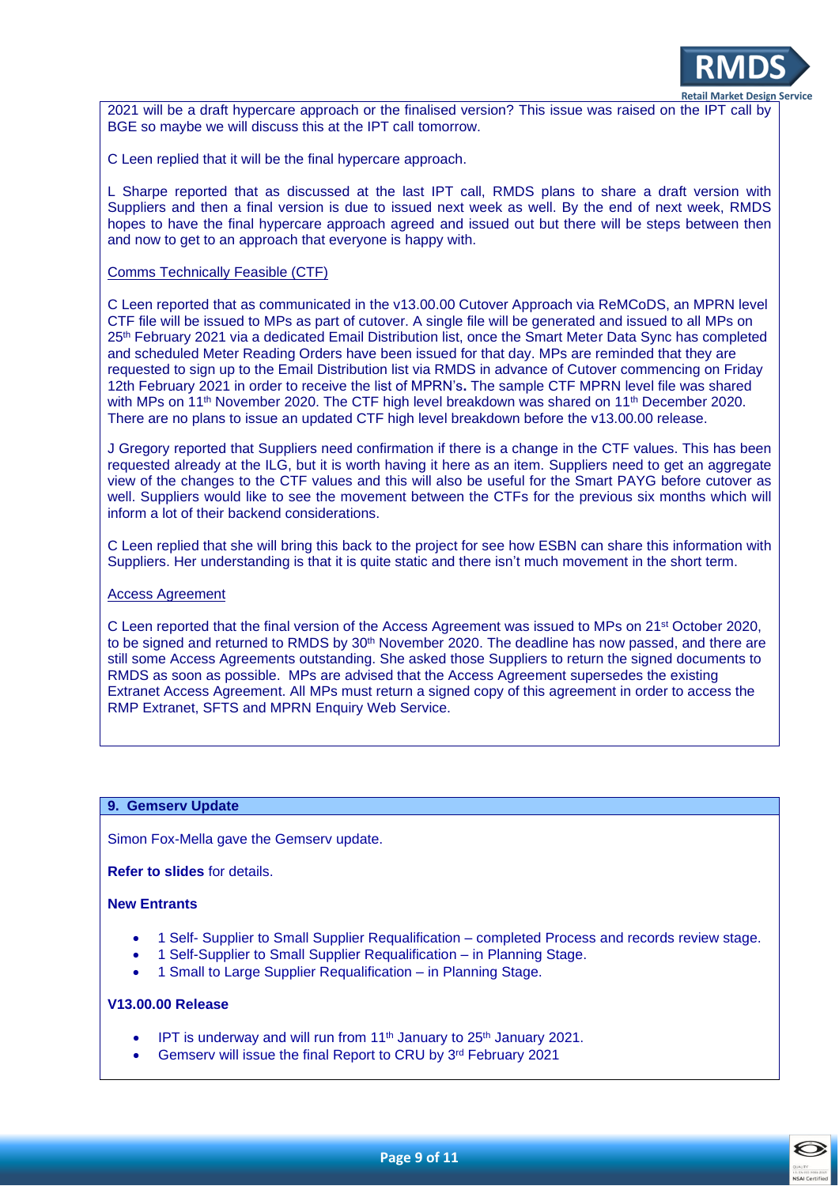2021 will be a draft hypercare approach or the finalised version? This issue was raised on the IPT call by BGE so maybe we will discuss this at the IPT call tomorrow.

C Leen replied that it will be the final hypercare approach.

L Sharpe reported that as discussed at the last IPT call, RMDS plans to share a draft version with Suppliers and then a final version is due to issued next week as well. By the end of next week, RMDS hopes to have the final hypercare approach agreed and issued out but there will be steps between then and now to get to an approach that everyone is happy with.

Comms Technically Feasible (CTF)

C Leen reported that as communicated in the v13.00.00 Cutover Approach via ReMCoDS, an MPRN level CTF file will be issued to MPs as part of cutover. A single file will be generated and issued to all MPs on 25th February 2021 via a dedicated Email Distribution list, once the Smart Meter Data Sync has completed and scheduled Meter Reading Orders have been issued for that day. MPs are reminded that they are requested to sign up to the Email Distribution list via RMDS in advance of Cutover commencing on Friday 12th February 2021 in order to receive the list of MPRN's**.** The sample CTF MPRN level file was shared with MPs on 11th November 2020. The CTF high level breakdown was shared on 11th December 2020. There are no plans to issue an updated CTF high level breakdown before the v13.00.00 release.

J Gregory reported that Suppliers need confirmation if there is a change in the CTF values. This has been requested already at the ILG, but it is worth having it here as an item. Suppliers need to get an aggregate view of the changes to the CTF values and this will also be useful for the Smart PAYG before cutover as well. Suppliers would like to see the movement between the CTFs for the previous six months which will inform a lot of their backend considerations.

C Leen replied that she will bring this back to the project for see how ESBN can share this information with Suppliers. Her understanding is that it is quite static and there isn't much movement in the short term.

Access Agreement

C Leen reported that the final version of the Access Agreement was issued to MPs on 21st October 2020, to be signed and returned to RMDS by 30th November 2020. The deadline has now passed, and there are still some Access Agreements outstanding. She asked those Suppliers to return the signed documents to RMDS as soon as possible. MPs are advised that the Access Agreement supersedes the existing Extranet Access Agreement. All MPs must return a signed copy of this agreement in order to access the RMP Extranet, SFTS and MPRN Enquiry Web Service.

## 9. Gemserv Update

Simon Fox-Mella gave the Gemserv update.

**Refer to slides** for details.

**New Entrants**

- 1 Self- Supplier to Small Supplier Requalification – completed Process and records review stage.
- 1 Self-Supplier to Small Supplier Requalification – in Planning Stage.
- 1 Small to Large Supplier Requalification – in Planning Stage.

**V13.00.00 Release**

- IPT is underway and will run from 11th January to 25th January 2021.
- Gemserv will issue the final Report to CRU by 3rd February 2021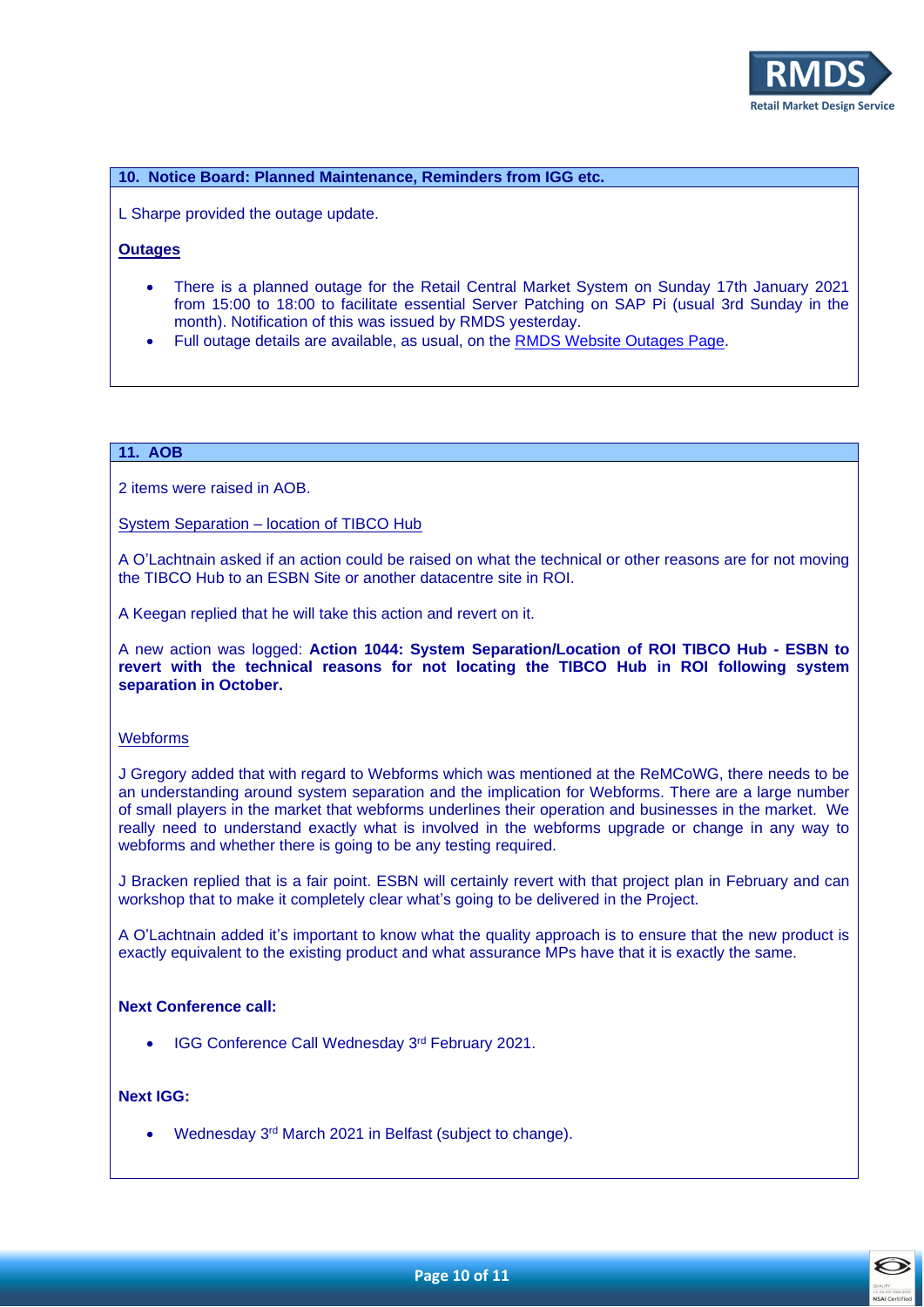## 10. Notice Board: Planned Maintenance, Reminders from IGG etc.

L Sharpe provided the outage update.

**Outages**

- There is a planned outage for the Retail Central Market System on Sunday 17th January 2021 from 15:00 to 18:00 to facilitate essential Server Patching on SAP Pi (usual 3rd Sunday in the month). Notification of this was issued by RMDS yesterday.
- Full outage details are available, as usual, on the RMDS Website Outages Page.

## 11. AOB

2 items were raised in AOB.

System Separation – location of TIBCO Hub

A O'Lachtnain asked if an action could be raised on what the technical or other reasons are for not moving the TIBCO Hub to an ESBN Site or another datacentre site in ROI.

A Keegan replied that he will take this action and revert on it.

A new action was logged: **Action 1044: System Separation/Location of ROI TIBCO Hub - ESBN to revert with the technical reasons for not locating the TIBCO Hub in ROI following system separation in October.**

Webforms

J Gregory added that with regard to Webforms which was mentioned at the ReMCoWG, there needs to be an understanding around system separation and the implication for Webforms. There are a large number of small players in the market that webforms underlines their operation and businesses in the market. We really need to understand exactly what is involved in the webforms upgrade or change in any way to webforms and whether there is going to be any testing required.

J Bracken replied that is a fair point. ESBN will certainly revert with that project plan in February and can workshop that to make it completely clear what's going to be delivered in the Project.

A O'Lachtnain added it's important to know what the quality approach is to ensure that the new product is exactly equivalent to the existing product and what assurance MPs have that it is exactly the same.

**Next Conference call:**

- IGG Conference Call Wednesday 3rd February 2021.

**Next IGG:**

- Wednesday 3rd March 2021 in Belfast (subject to change).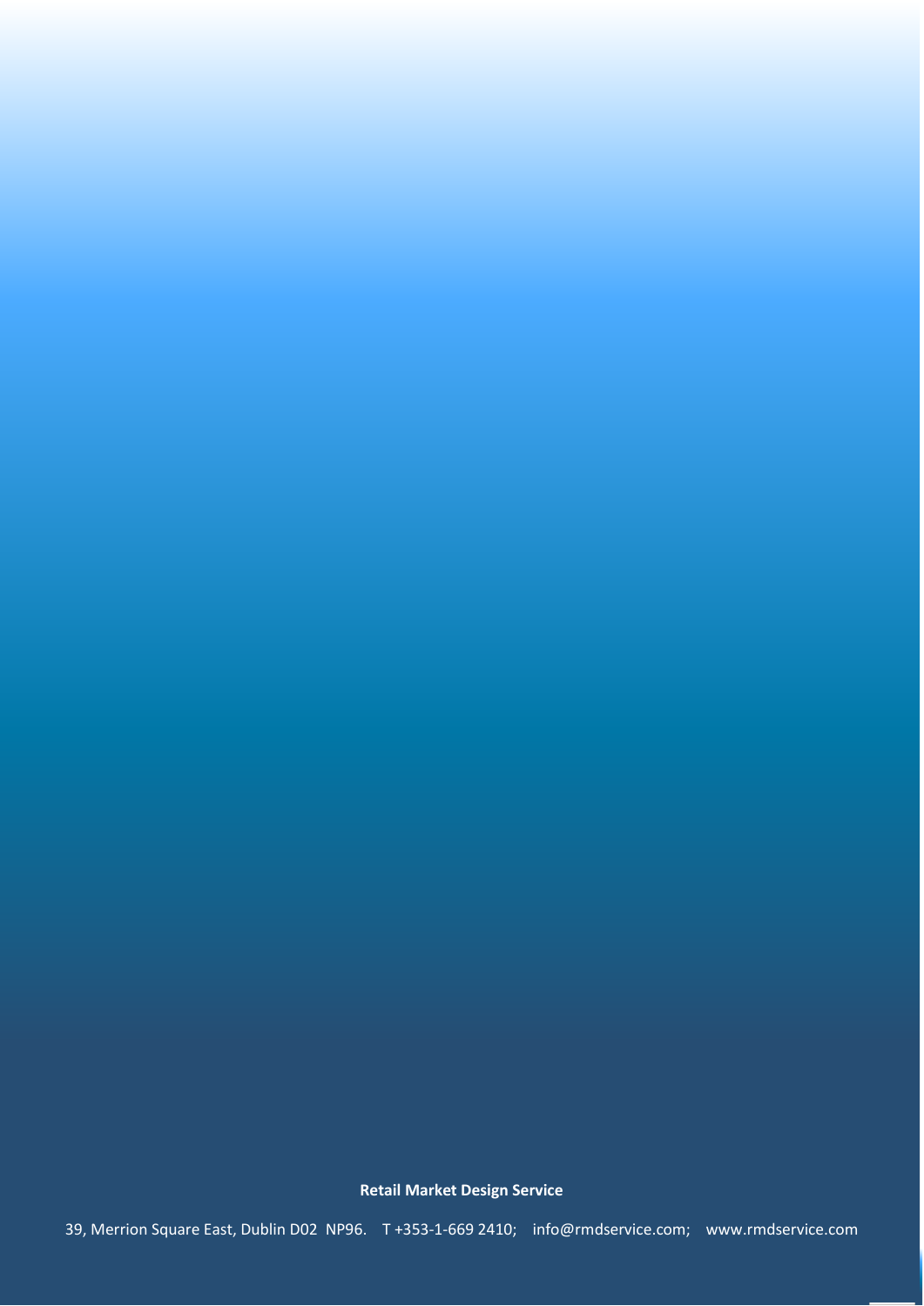**Retail Market Design Service**

39, Merrion Square East, Dublin D02  NP96.    T +353-1-669 2410;    info@rmdservice.com;    www.rmdservice.com